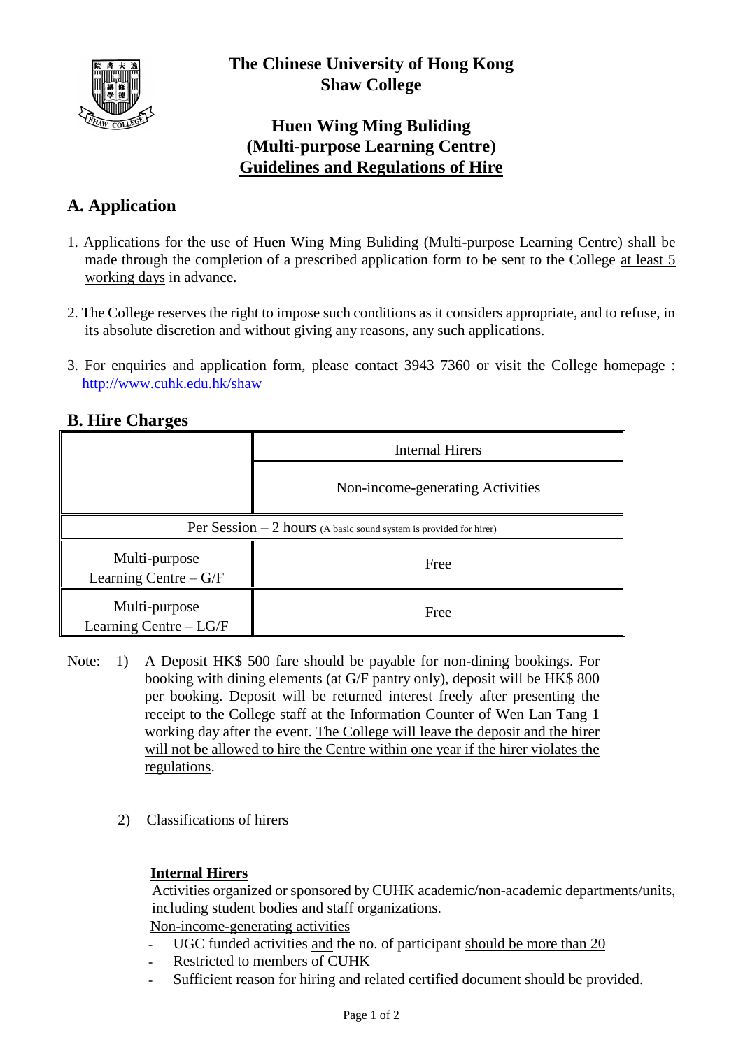# The Chinese University of Hong Kong
# Shaw College

## Huen Wing Ming Buliding
## (Multi-purpose Learning Centre)
## Guidelines and Regulations of Hire

## A. Application

1. Applications for the use of Huen Wing Ming Buliding (Multi-purpose Learning Centre) shall be made through the completion of a prescribed application form to be sent to the College at least 5 working days in advance.

2. The College reserves the right to impose such conditions as it considers appropriate, and to refuse, in its absolute discretion and without giving any reasons, any such applications.

3. For enquiries and application form, please contact 3943 7360 or visit the College homepage : http://www.cuhk.edu.hk/shaw

## B. Hire Charges

| | Internal Hirers |
|---|---|
| | Non-income-generating Activities |
| Per Session – 2 hours (A basic sound system is provided for hirer) | |
| Multi-purpose Learning Centre – G/F | Free |
| Multi-purpose Learning Centre – LG/F | Free |

Note: 1) A Deposit HK$ 500 fare should be payable for non-dining bookings. For booking with dining elements (at G/F pantry only), deposit will be HK$ 800 per booking. Deposit will be returned interest freely after presenting the receipt to the College staff at the Information Counter of Wen Lan Tang 1 working day after the event. The College will leave the deposit and the hirer will not be allowed to hire the Centre within one year if the hirer violates the regulations.

2) Classifications of hirers

**Internal Hirers**

Activities organized or sponsored by CUHK academic/non-academic departments/units, including student bodies and staff organizations.

Non-income-generating activities

- UGC funded activities and the no. of participant should be more than 20
- Restricted to members of CUHK
- Sufficient reason for hiring and related certified document should be provided.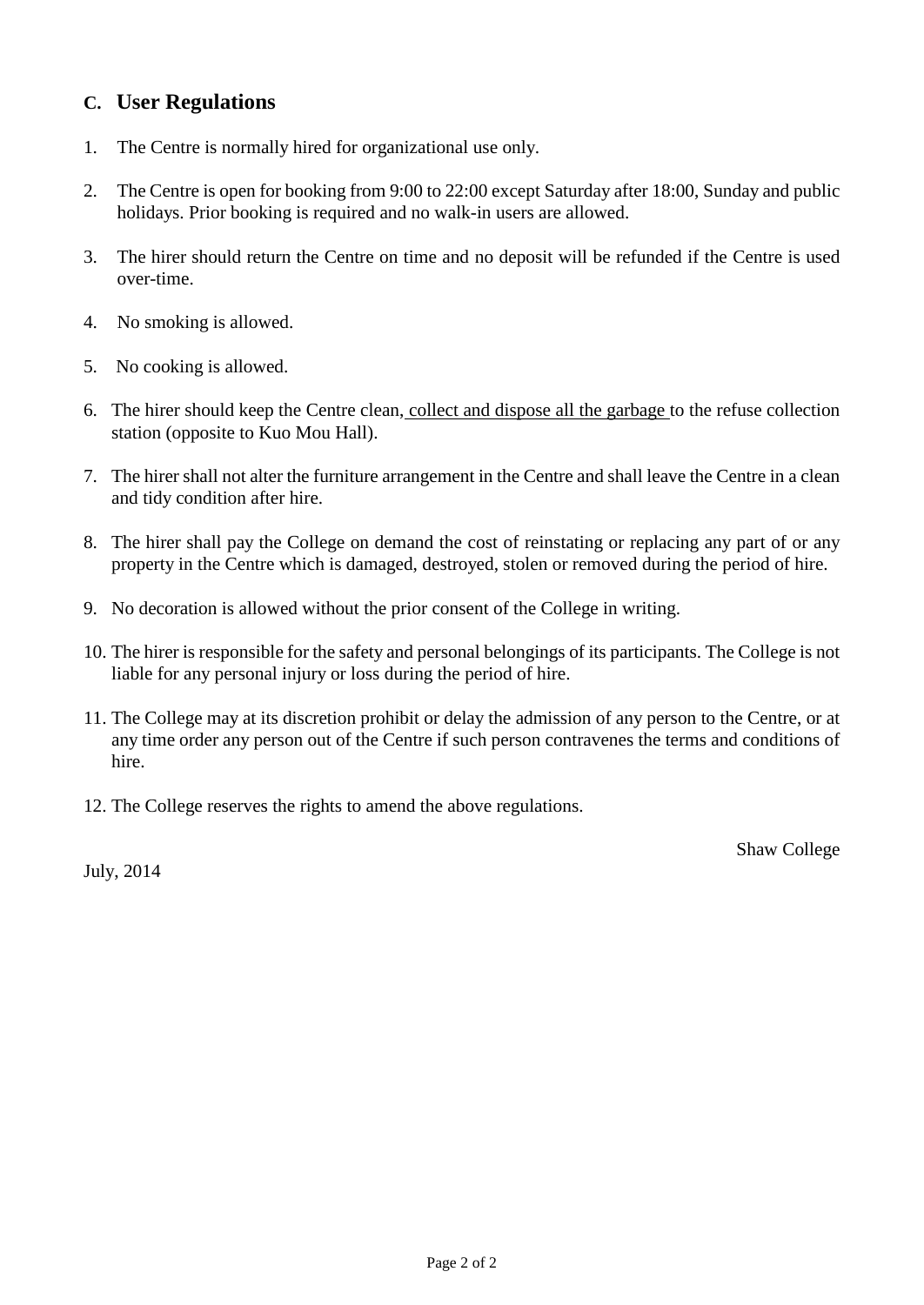## C. User Regulations

1. The Centre is normally hired for organizational use only.

2. The Centre is open for booking from 9:00 to 22:00 except Saturday after 18:00, Sunday and public holidays. Prior booking is required and no walk-in users are allowed.

3. The hirer should return the Centre on time and no deposit will be refunded if the Centre is used over-time.

4. No smoking is allowed.

5. No cooking is allowed.

6. The hirer should keep the Centre clean, <u>collect and dispose all the garbage</u> to the refuse collection station (opposite to Kuo Mou Hall).

7. The hirer shall not alter the furniture arrangement in the Centre and shall leave the Centre in a clean and tidy condition after hire.

8. The hirer shall pay the College on demand the cost of reinstating or replacing any part of or any property in the Centre which is damaged, destroyed, stolen or removed during the period of hire.

9. No decoration is allowed without the prior consent of the College in writing.

10. The hirer is responsible for the safety and personal belongings of its participants. The College is not liable for any personal injury or loss during the period of hire.

11. The College may at its discretion prohibit or delay the admission of any person to the Centre, or at any time order any person out of the Centre if such person contravenes the terms and conditions of hire.

12. The College reserves the rights to amend the above regulations.

Shaw College

July, 2014